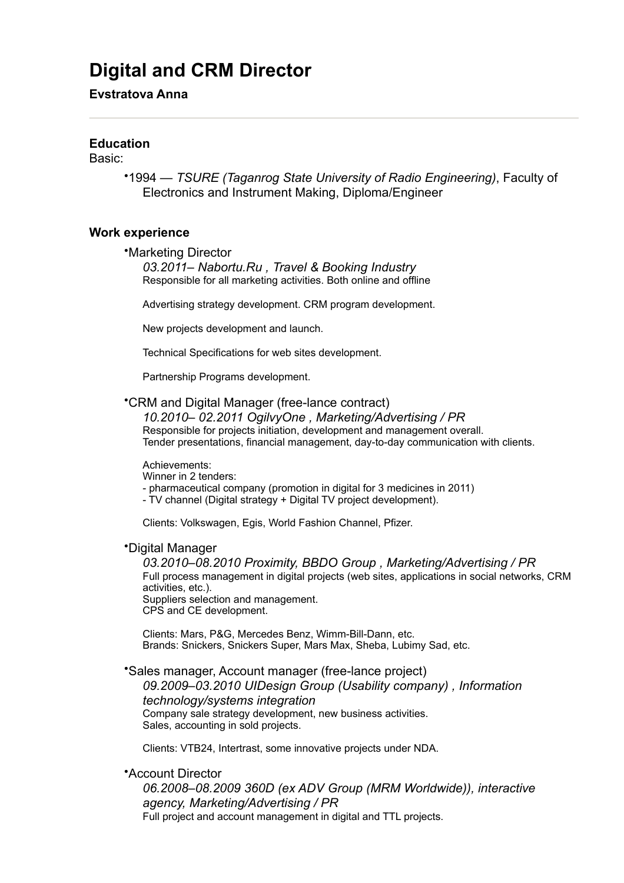# Digital and CRM Director

**Evstratova Anna**

---

### Education

Basic:

- 1994 — *TSURE (Taganrog State University of Radio Engineering)*, Faculty of Electronics and Instrument Making, Diploma/Engineer

### Work experience

- Marketing Director

  *03.2011– Nabortu.Ru , Travel & Booking Industry*

  Responsible for all marketing activities. Both online and offline

  Advertising strategy development. CRM program development.

  New projects development and launch.

  Technical Specifications for web sites development.

  Partnership Programs development.

- CRM and Digital Manager (free-lance contract)

  *10.2010– 02.2011 OgilvyOne , Marketing/Advertising / PR*

  Responsible for projects initiation, development and management overall.
  Tender presentations, financial management, day-to-day communication with clients.

  Achievements:
  Winner in 2 tenders:
  - pharmaceutical company (promotion in digital for 3 medicines in 2011)
  - TV channel (Digital strategy + Digital TV project development).

  Clients: Volkswagen, Egis, World Fashion Channel, Pfizer.

- Digital Manager

  *03.2010–08.2010 Proximity, BBDO Group , Marketing/Advertising / PR*

  Full process management in digital projects (web sites, applications in social networks, CRM activities, etc.).
  Suppliers selection and management.
  CPS and CE development.

  Clients: Mars, P&G, Mercedes Benz, Wimm-Bill-Dann, etc.
  Brands: Snickers, Snickers Super, Mars Max, Sheba, Lubimy Sad, etc.

- Sales manager, Account manager (free-lance project)

  *09.2009–03.2010 UIDesign Group (Usability company) , Information technology/systems integration*

  Company sale strategy development, new business activities.
  Sales, accounting in sold projects.

  Clients: VTB24, Intertrast, some innovative projects under NDA.

- Account Director

  *06.2008–08.2009 360D (ex ADV Group (MRM Worldwide)), interactive agency, Marketing/Advertising / PR*

  Full project and account management in digital and TTL projects.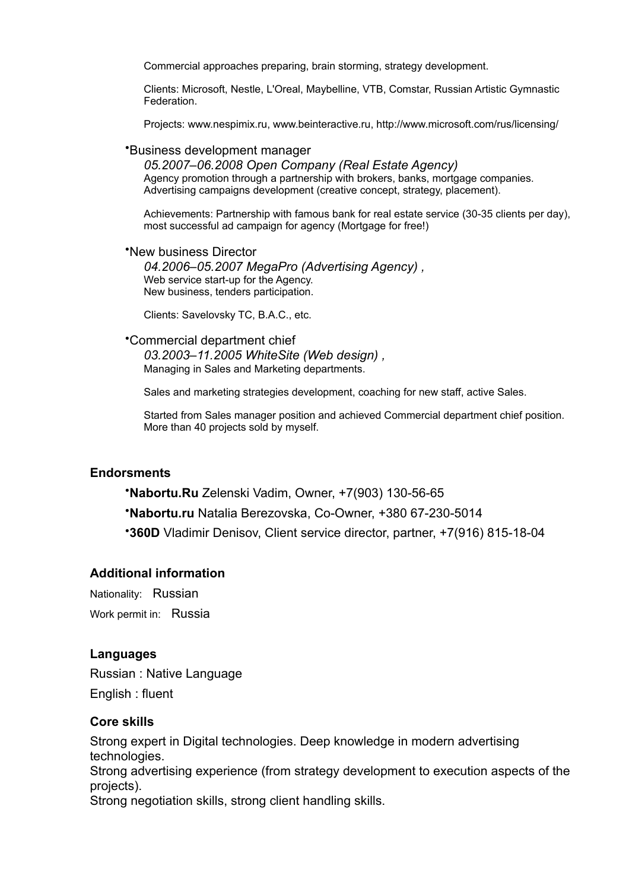Commercial approaches preparing, brain storming, strategy development.

Clients: Microsoft, Nestle, L'Oreal, Maybelline, VTB, Comstar, Russian Artistic Gymnastic Federation.

Projects: www.nespimix.ru, www.beinteractive.ru, http://www.microsoft.com/rus/licensing/

- Business development manager

  *05.2007–06.2008 Open Company (Real Estate Agency)*
  Agency promotion through a partnership with brokers, banks, mortgage companies.
  Advertising campaigns development (creative concept, strategy, placement).

  Achievements: Partnership with famous bank for real estate service (30-35 clients per day), most successful ad campaign for agency (Mortgage for free!)

- New business Director

  *04.2006–05.2007 MegaPro (Advertising Agency) ,*
  Web service start-up for the Agency.
  New business, tenders participation.

  Clients: Savelovsky TC, B.A.C., etc.

- Commercial department chief

  *03.2003–11.2005 WhiteSite (Web design) ,*
  Managing in Sales and Marketing departments.

  Sales and marketing strategies development, coaching for new staff, active Sales.

  Started from Sales manager position and achieved Commercial department chief position. More than 40 projects sold by myself.

### Endorsments

- **Nabortu.Ru** Zelenski Vadim, Owner, +7(903) 130-56-65
- **Nabortu.ru** Natalia Berezovska, Co-Owner, +380 67-230-5014
- **360D** Vladimir Denisov, Client service director, partner, +7(916) 815-18-04

### Additional information

Nationality: Russian

Work permit in: Russia

### Languages

Russian : Native Language

English : fluent

### Core skills

Strong expert in Digital technologies. Deep knowledge in modern advertising technologies.
Strong advertising experience (from strategy development to execution aspects of the projects).
Strong negotiation skills, strong client handling skills.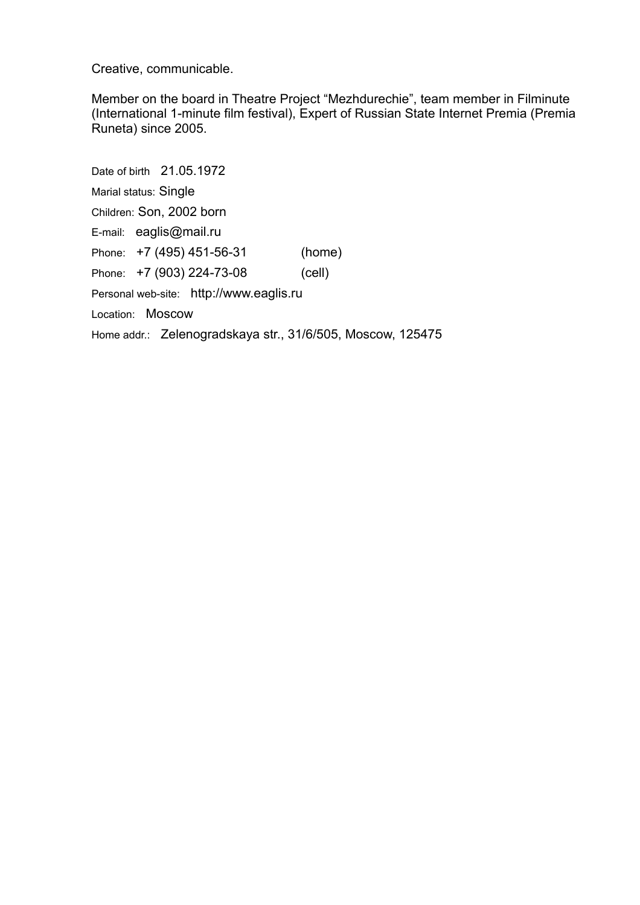Creative, communicable.

Member on the board in Theatre Project "Mezhdurechie", team member in Filminute (International 1-minute film festival), Expert of Russian State Internet Premia (Premia Runeta) since 2005.

Date of birth 21.05.1972

Marial status: Single

Children: Son, 2002 born

E-mail: eaglis@mail.ru

Phone: +7 (495) 451-56-31 (home)

Phone: +7 (903) 224-73-08 (cell)

Personal web-site: http://www.eaglis.ru

Location: Moscow

Home addr.: Zelenogradskaya str., 31/6/505, Moscow, 125475